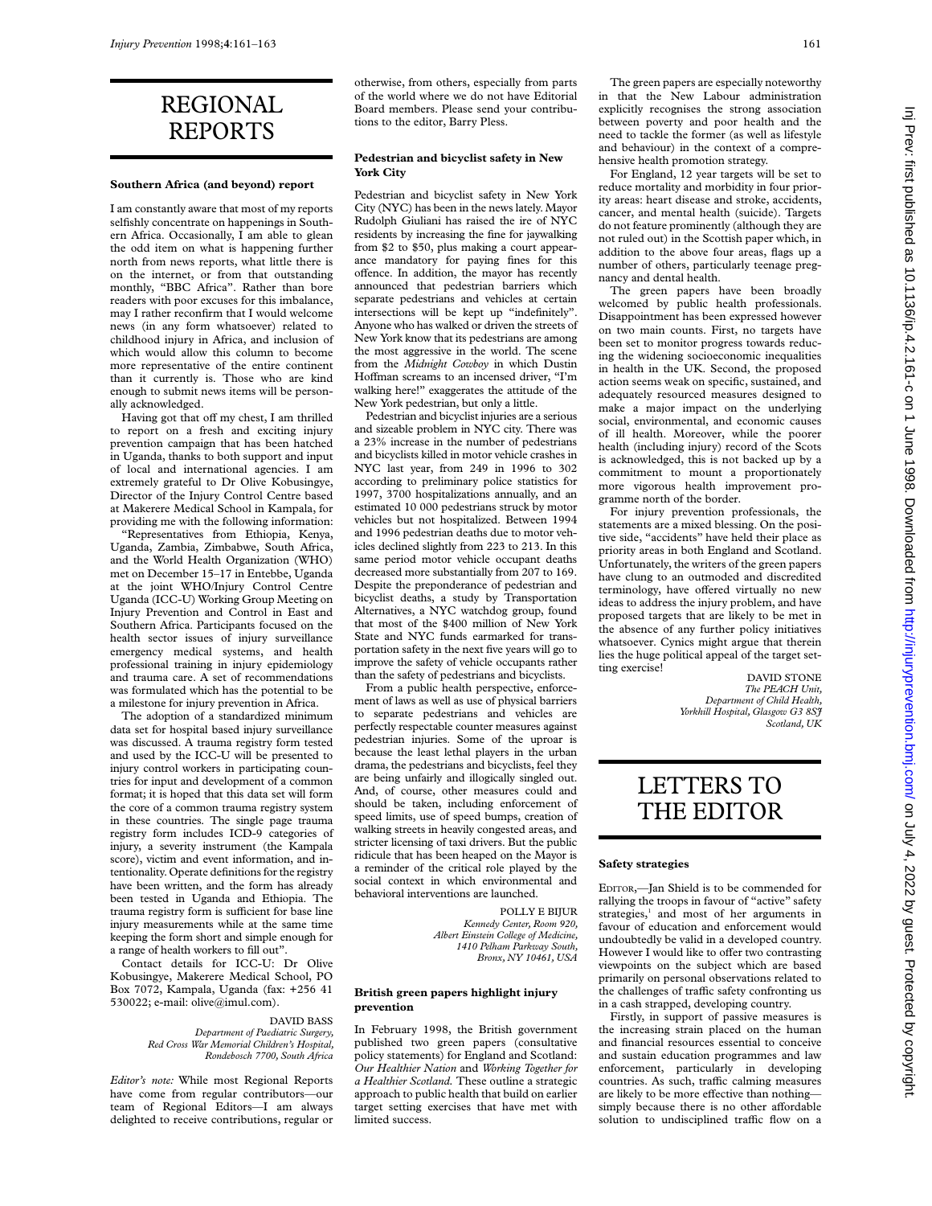# REGIONAL REPORTS

#### **Southern Africa (and beyond) report**

I am constantly aware that most of my reports selfishly concentrate on happenings in Southern Africa. Occasionally, I am able to glean the odd item on what is happening further north from news reports, what little there is on the internet, or from that outstanding monthly, "BBC Africa". Rather than bore readers with poor excuses for this imbalance, may I rather reconfirm that I would welcome news (in any form whatsoever) related to childhood injury in Africa, and inclusion of which would allow this column to become more representative of the entire continent than it currently is. Those who are kind enough to submit news items will be personally acknowledged.

Having got that off my chest, I am thrilled to report on a fresh and exciting injury prevention campaign that has been hatched in Uganda, thanks to both support and input of local and international agencies. I am extremely grateful to Dr Olive Kobusingye, Director of the Injury Control Centre based at Makerere Medical School in Kampala, for providing me with the following information:

"Representatives from Ethiopia, Kenya, Uganda, Zambia, Zimbabwe, South Africa, and the World Health Organization (WHO) met on December 15–17 in Entebbe, Uganda at the joint WHO/Injury Control Centre Uganda (ICC-U) Working Group Meeting on Injury Prevention and Control in East and Southern Africa. Participants focused on the health sector issues of injury surveillance emergency medical systems, and health professional training in injury epidemiology and trauma care. A set of recommendations was formulated which has the potential to be a milestone for injury prevention in Africa.

The adoption of a standardized minimum data set for hospital based injury surveillance was discussed. A trauma registry form tested and used by the ICC-U will be presented to injury control workers in participating countries for input and development of a common format; it is hoped that this data set will form the core of a common trauma registry system in these countries. The single page trauma registry form includes ICD-9 categories of injury, a severity instrument (the Kampala score), victim and event information, and intentionality. Operate definitions for the registry have been written, and the form has already been tested in Uganda and Ethiopia. The trauma registry form is sufficient for base line injury measurements while at the same time keeping the form short and simple enough for a range of health workers to fill out".

Contact details for ICC-U: Dr Olive Kobusingye, Makerere Medical School, PO Box 7072, Kampala, Uganda (fax: +256 41 530022; e-mail: olive@imul.com).

#### DAVID BASS *Department of Paediatric Surgery, Red Cross War Memorial Children's Hospital, Rondebosch 7700, South Africa*

*Editor's note:* While most Regional Reports have come from regular contributors—our team of Regional Editors—I am always delighted to receive contributions, regular or otherwise, from others, especially from parts of the world where we do not have Editorial Board members. Please send your contributions to the editor, Barry Pless.

## **Pedestrian and bicyclist safety in New York City**

Pedestrian and bicyclist safety in New York City (NYC) has been in the news lately.Mayor Rudolph Giuliani has raised the ire of NYC residents by increasing the fine for jaywalking from \$2 to \$50, plus making a court appearance mandatory for paying fines for this offence. In addition, the mayor has recently announced that pedestrian barriers which separate pedestrians and vehicles at certain intersections will be kept up "indefinitely". Anyone who has walked or driven the streets of New York know that its pedestrians are among the most aggressive in the world. The scene from the *Midnight Cowboy* in which Dustin Hoffman screams to an incensed driver, "I'm walking here!" exaggerates the attitude of the New York pedestrian, but only a little.

Pedestrian and bicyclist injuries are a serious and sizeable problem in NYC city. There was a 23% increase in the number of pedestrians and bicyclists killed in motor vehicle crashes in NYC last year, from 249 in 1996 to 302 according to preliminary police statistics for 1997, 3700 hospitalizations annually, and an estimated 10 000 pedestrians struck by motor vehicles but not hospitalized. Between 1994 and 1996 pedestrian deaths due to motor vehicles declined slightly from 223 to 213. In this same period motor vehicle occupant deaths decreased more substantially from 207 to 169. Despite the preponderance of pedestrian and bicyclist deaths, a study by Transportation Alternatives, a NYC watchdog group, found that most of the \$400 million of New York State and NYC funds earmarked for transportation safety in the next five years will go to improve the safety of vehicle occupants rather than the safety of pedestrians and bicyclists.

From a public health perspective, enforcement of laws as well as use of physical barriers to separate pedestrians and vehicles are perfectly respectable counter measures against pedestrian injuries. Some of the uproar is because the least lethal players in the urban drama, the pedestrians and bicyclists, feel they are being unfairly and illogically singled out. And, of course, other measures could and should be taken, including enforcement of speed limits, use of speed bumps, creation of walking streets in heavily congested areas, and stricter licensing of taxi drivers. But the public ridicule that has been heaped on the Mayor is a reminder of the critical role played by the social context in which environmental and behavioral interventions are launched.

> POLLY E BIJUR *Kennedy Center, Room 920, Albert Einstein College of Medicine, 1410 Pelham Parkway South, Bronx, NY 10461, USA*

### **British green papers highlight injury prevention**

In February 1998, the British government published two green papers (consultative policy statements) for England and Scotland: *Our Healthier Nation* and *Working Together for a Healthier Scotland.* These outline a strategic approach to public health that build on earlier target setting exercises that have met with limited success.

The green papers are especially noteworthy in that the New Labour administration explicitly recognises the strong association between poverty and poor health and the need to tackle the former (as well as lifestyle and behaviour) in the context of a comprehensive health promotion strategy.

For England, 12 year targets will be set to reduce mortality and morbidity in four priority areas: heart disease and stroke, accidents, cancer, and mental health (suicide). Targets do not feature prominently (although they are not ruled out) in the Scottish paper which, in addition to the above four areas, flags up a number of others, particularly teenage pregnancy and dental health.

The green papers have been broadly welcomed by public health professionals. Disappointment has been expressed however on two main counts. First, no targets have been set to monitor progress towards reducing the widening socioeconomic inequalities in health in the UK. Second, the proposed action seems weak on specific, sustained, and adequately resourced measures designed to make a major impact on the underlying social, environmental, and economic causes of ill health. Moreover, while the poorer health (including injury) record of the Scots is acknowledged, this is not backed up by a commitment to mount a proportionately more vigorous health improvement programme north of the border.

For injury prevention professionals, the statements are a mixed blessing. On the positive side, "accidents" have held their place as priority areas in both England and Scotland. Unfortunately, the writers of the green papers have clung to an outmoded and discredited terminology, have offered virtually no new ideas to address the injury problem, and have proposed targets that are likely to be met in the absence of any further policy initiatives whatsoever. Cynics might argue that therein lies the huge political appeal of the target setting exercise!

DAVID STONE *The PEACH Unit, Department of Child Health, Yorkhill Hospital, Glasgow G3 8SJ Scotland, UK*

# LETTERS TO THE EDITOR

#### **Safety strategies**

EDITOR,—Jan Shield is to be commended for rallying the troops in favour of "active" safety strategies,<sup>1</sup> and most of her arguments in favour of education and enforcement would undoubtedly be valid in a developed country. However I would like to offer two contrasting viewpoints on the subject which are based primarily on personal observations related to the challenges of traffic safety confronting us in a cash strapped, developing country.

Firstly, in support of passive measures is the increasing strain placed on the human and financial resources essential to conceive and sustain education programmes and law enforcement, particularly in developing countries. As such, traffic calming measures are likely to be more effective than nothing simply because there is no other affordable solution to undisciplined traffic flow on a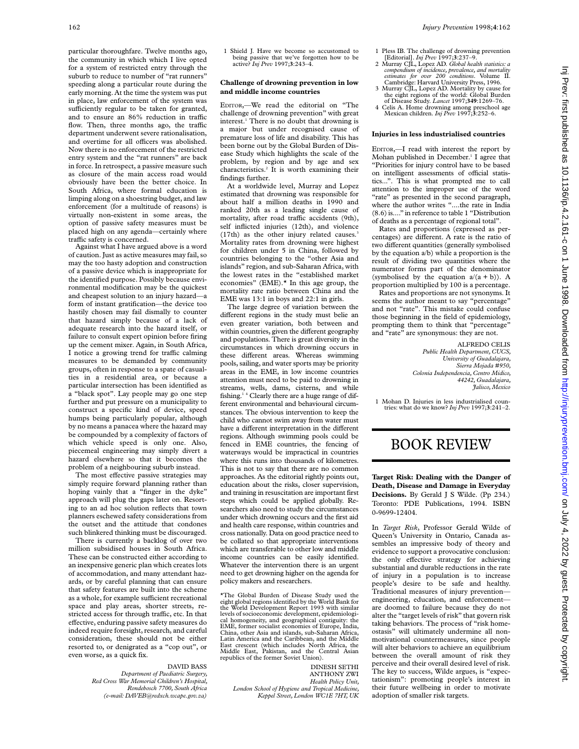particular thoroughfare. Twelve months ago, the community in which which I live opted for a system of restricted entry through the suburb to reduce to number of "rat runners" speeding along a particular route during the early morning. At the time the system was put in place, law enforcement of the system was sufficiently regular to be taken for granted, and to ensure an  $86\%$  reduction in traffic flow. Then, three months ago, the traffic department underwent severe rationalisation, and overtime for all officers was abolished. Now there is no enforcement of the restricted entry system and the "rat runners" are back in force. In retrospect, a passive measure such as closure of the main access road would obviously have been the better choice. In South Africa, where formal education is limping along on a shoestring budget, and law enforcement (for a multitude of reasons) is virtually non-existent in some areas, the option of passive safety measures must be placed high on any agenda—certainly where traffic safety is concerned.

Against what I have argued above is a word of caution. Just as active measures may fail, so may the too hasty adoption and construction of a passive device which is inappropriate for the identified purpose. Possibly because environmental modification may be the quickest and cheapest solution to an injury hazard—a form of instant gratification—the device too hastily chosen may fail dismally to counter that hazard simply because of a lack of adequate research into the hazard itself, or failure to consult expert opinion before firing up the cement mixer. Again, in South Africa, I notice a growing trend for traffic calming measures to be demanded by community groups, often in response to a spate of casualties in a residential area, or because a particular intersection has been identified as a "black spot". Lay people may go one step further and put pressure on a municipality to construct a specific kind of device, speed humps being particularly popular, although by no means a panacea where the hazard may be compounded by a complexity of factors of which vehicle speed is only one. Also, piecemeal engineering may simply divert a hazard elsewhere so that it becomes the problem of a neighbouring suburb instead.

The most effective passive strategies may simply require forward planning rather than hoping vainly that a "finger in the dyke" approach will plug the gaps later on. Resorting to an ad hoc solution reflects that town planners eschewed safety considerations from the outset and the attitude that condones such blinkered thinking must be discouraged.

There is currently a backlog of over two million subsidised houses in South Africa. These can be constructed either according to an inexpensive generic plan which creates lots of accommodation, and many attendant hazards, or by careful planning that can ensure that safety features are built into the scheme as a whole, for example sufficient recreational space and play areas, shorter streets, restricted access for through traffic, etc. In that effective, enduring passive safety measures do indeed require foresight, research, and careful consideration, these should not be either resorted to, or denigrated as a "cop out", or even worse, as a quick fix.

#### DAVID BASS

*Department of Paediatric Surgery, Red Cross War Memorial Children's Hospital, Rondebosch 7700, South Africa (e-mail: DAVEB@redxch.wcape.gov.za)*

1. Shield J. Have we become so accustomed to being passive that we've forgotten how to be active? *Inj Prev* 1997;**3**:243–4.

## **Challenge of drowning prevention in low and middle income countries**

EDITOR,—We read the editorial on "The challenge of drowning prevention" with great interest.<sup>1</sup> There is no doubt that drowning is a major but under recognised cause of premature loss of life and disability. This has been borne out by the Global Burden of Disease Study which highlights the scale of the problem, by region and by age and sex characteristics.2 It is worth examining their findings further.

At a worldwide level, Murray and Lopez estimated that drowning was responsible for about half a million deaths in 1990 and ranked 20th as a leading single cause of mortality, after road traffic accidents (9th), self inflicted injuries (12th), and violence (17th) as the other injury related causes.<sup>3</sup> Mortality rates from drowning were highest for children under 5 in China, followed by countries belonging to the "other Asia and islands" region, and sub-Saharan Africa, with the lowest rates in the "established market economies" (EME).\* In this age group, the mortality rate ratio between China and the EME was 13:1 in boys and 22:1 in girls.

The large degree of variation between the different regions in the study must belie an even greater variation, both between and within countries, given the different geography and populations. There is great diversity in the circumstances in which drowning occurs in these different areas. Whereas swimming pools, sailing, and water sports may be priority areas in the EME, in low income countries attention must need to be paid to drowning in streams, wells, dams, cisterns, and while fishing.1 4 Clearly there are a huge range of different environmental and behavioural circumstances. The obvious intervention to keep the child who cannot swim away from water must have a different interpretation in the different regions. Although swimming pools could be fenced in EME countries, the fencing of waterways would be impractical in countries where this runs into thousands of kilometres. This is not to say that there are no common approaches. As the editorial rightly points out, education about the risks, closer supervision, and training in resuscitation are important first steps which could be applied globally. Researchers also need to study the circumstances under which drowning occurs and the first aid and health care response, within countries and cross nationally. Data on good practice need to be collated so that appropriate interventions which are transferable to other low and middle income countries can be easily identified. Whatever the intervention there is an urgent need to get drowning higher on the agenda for policy makers and researchers.

\*The Global Burden of Disease Study used the eight global regions identified by the World Bank for the World Development Report 1993 with similar levels of socioeconomic development, epidemiological homogeneity, and geographical contiguity: the EME, former socialist economies of Europe, India, China, other Asia and islands, sub-Saharan Africa, Latin America and the Caribbean, and the Middle East crescent (which includes North Africa, the Middle East, Pakistan, and the Central Asian republics of the former Soviet Union).

DINESH SETHI ANTHONY ZWI *Health Policy Unit, London School of Hygiene and Tropical Medicine, Keppel Street, London WC1E 7HT, UK*

- 1 Pless IB. The challenge of drowning prevention [Editorial]. *Inj Prev* 1997;**3**:237–9.
- 2 Murray CJL, Lopez AD. *Global health statistics: a compendium of incidence, prevalence, and mortality estimates for over 200 conditions*. Volume II. Cambridge: Harvard University Press, 1996.
- 3 Murray CJL, Lopez AD. Mortality by cause for the eight regions of the world: Global Burden of Disease Study. *Lancet* 1997;**349**:1269–76.
- 4 Celis A. Home drowning among preschool age Mexican children. *Inj Prev* 1997;**3**:252–6.

#### **Injuries in less industrialised countries**

EDITOR,—I read with interest the report by Mohan published in December.<sup>1</sup> I agree that "Priorities for injury control have to be based on intelligent assessments of official statistics...". This is what prompted me to call attention to the improper use of the word "rate" as presented in the second paragraph, where the author writes "....the rate in India (8.6) is...." in reference to table 1 "Distribution of deaths as a percentage of regional total".

Rates and proportions (expressed as percentages) are different. A rate is the ratio of two different quantities (generally symbolised by the equation a/b) while a proportion is the result of dividing two quantities where the numerator forms part of the denominator (symbolised by the equation  $a/(a + b)$ ). A proportion multiplied by 100 is a percentage.

Rates and proportions are not synonyms. It seems the author meant to say "percentage" and not "rate". This mistake could confuse those beginning in the field of epidemiology, prompting them to think that "percentage" and "rate" are synonymous: they are not.

> ALFREDO CELIS *Public Health Department, CUCS, University of Guadalajara, Sierra Mojada #950, Colonia Independencia, Centro Midico, 44242, Guadalajara, Jalisco, Mexico*

1 Mohan D. Injuries in less industrialised countries: what do we know? *Inj Prev* 1997;**3**:241–2.

# BOOK REVIEW

**Target Risk: Dealing with the Danger of Death, Disease and Damage in Everyday Decisions.** By Gerald J S Wilde. (Pp 234.) Toronto: PDE Publications, 1994. ISBN 0-9699-12404.

In *Target Risk*, Professor Gerald Wilde of Queen's University in Ontario, Canada assembles an impressive body of theory and evidence to support a provocative conclusion: the only effective strategy for achieving substantial and durable reductions in the rate of injury in a population is to increase people's desire to be safe and healthy. Traditional measures of injury prevention engineering, education, and enforcement are doomed to failure because they do not alter the "target levels of risk" that govern risk taking behaviors. The process of "risk homeostasis" will ultimately undermine all nonmotivational countermeasures, since people will alter behaviors to achieve an equilibrium between the overall amount of risk they perceive and their overall desired level of risk. The key to success, Wilde argues, is "expectationism": promoting people's interest in their future wellbeing in order to motivate adoption of smaller risk targets.